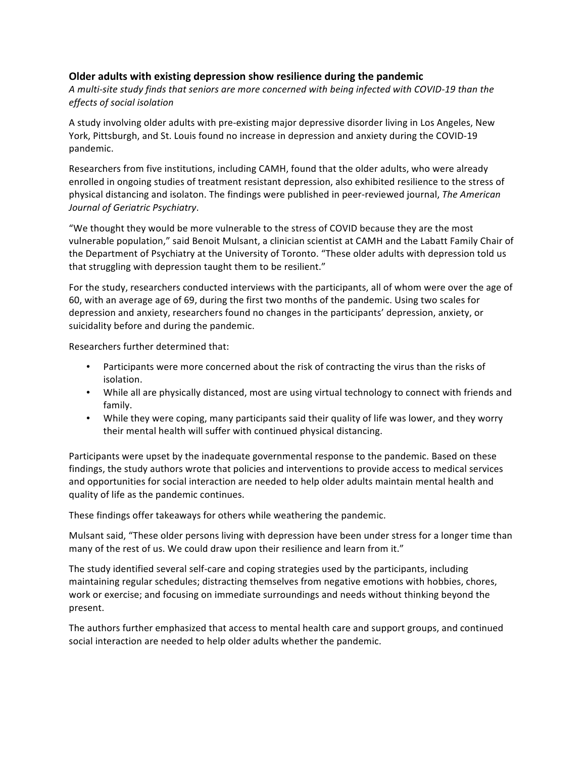**Older adults with existing depression show resilience during the pandemic**

*A multi-site study finds that seniors are more concerned with being infected with COVID-19 than the effects of social isolation*

A study involving older adults with pre-existing major depressive disorder living in Los Angeles, New York, Pittsburgh, and St. Louis found no increase in depression and anxiety during the COVID-19 pandemic.

Researchers from five institutions, including CAMH, found that the older adults, who were already enrolled in ongoing studies of treatment resistant depression, also exhibited resilience to the stress of physical distancing and isolaton. The findings were published in peer-reviewed journal, *The American Journal of Geriatric Psychiatry*.

"We thought they would be more vulnerable to the stress of COVID because they are the most vulnerable population," said Benoit Mulsant, a clinician scientist at CAMH and the Labatt Family Chair of the Department of Psychiatry at the University of Toronto. "These older adults with depression told us that struggling with depression taught them to be resilient."

For the study, researchers conducted interviews with the participants, all of whom were over the age of 60, with an average age of 69, during the first two months of the pandemic. Using two scales for depression and anxiety, researchers found no changes in the participants' depression, anxiety, or suicidality before and during the pandemic.

Researchers further determined that:

- Participants were more concerned about the risk of contracting the virus than the risks of isolation.
- While all are physically distanced, most are using virtual technology to connect with friends and family.
- While they were coping, many participants said their quality of life was lower, and they worry their mental health will suffer with continued physical distancing.

Participants were upset by the inadequate governmental response to the pandemic. Based on these findings, the study authors wrote that policies and interventions to provide access to medical services and opportunities for social interaction are needed to help older adults maintain mental health and quality of life as the pandemic continues.

These findings offer takeaways for others while weathering the pandemic.

Mulsant said, "These older persons living with depression have been under stress for a longer time than many of the rest of us. We could draw upon their resilience and learn from it."

The study identified several self-care and coping strategies used by the participants, including maintaining regular schedules; distracting themselves from negative emotions with hobbies, chores, work or exercise; and focusing on immediate surroundings and needs without thinking beyond the present.

The authors further emphasized that access to mental health care and support groups, and continued social interaction are needed to help older adults whether the pandemic.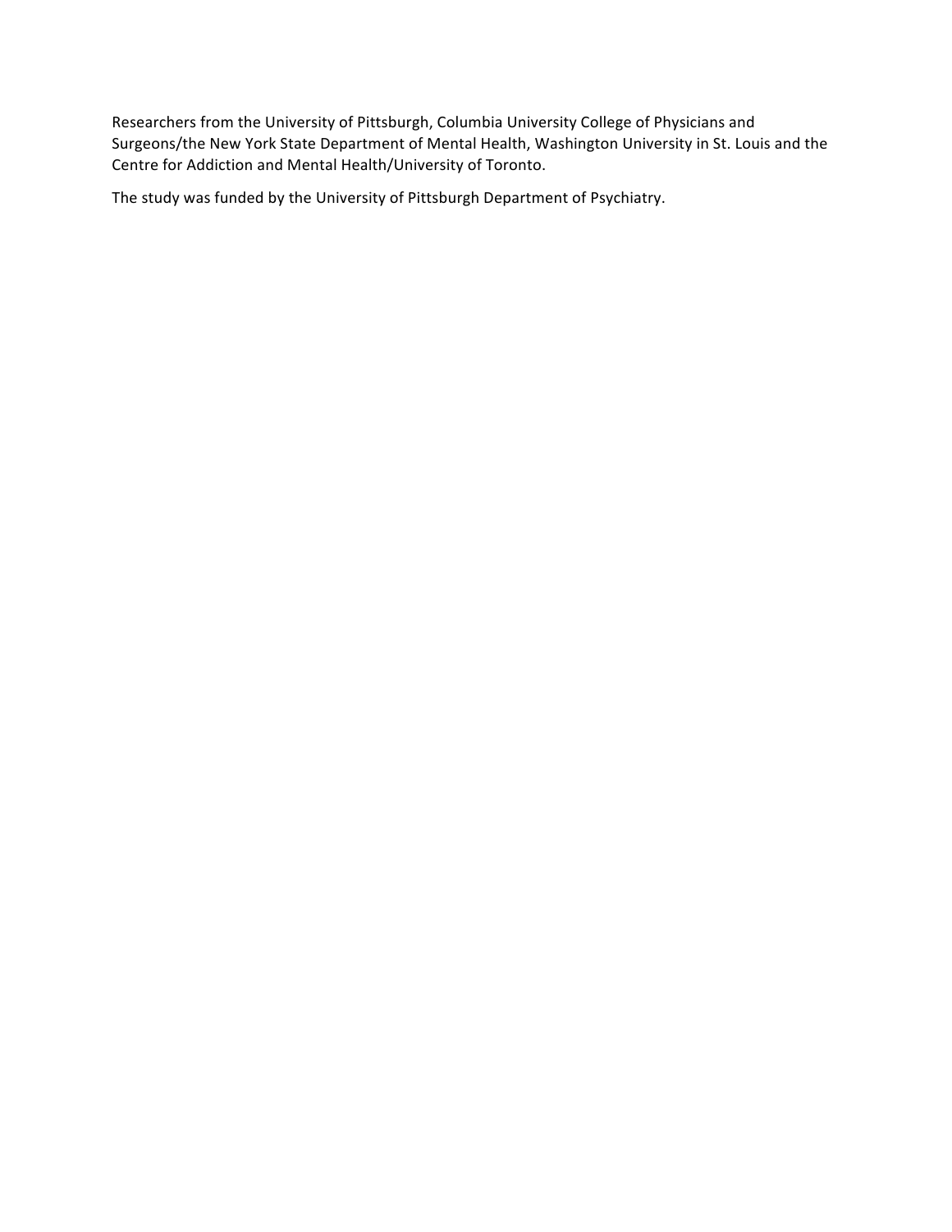Researchers from the University of Pittsburgh, Columbia University College of Physicians and Surgeons/the New York State Department of Mental Health, Washington University in St. Louis and the Centre for Addiction and Mental Health/University of Toronto.

The study was funded by the University of Pittsburgh Department of Psychiatry.